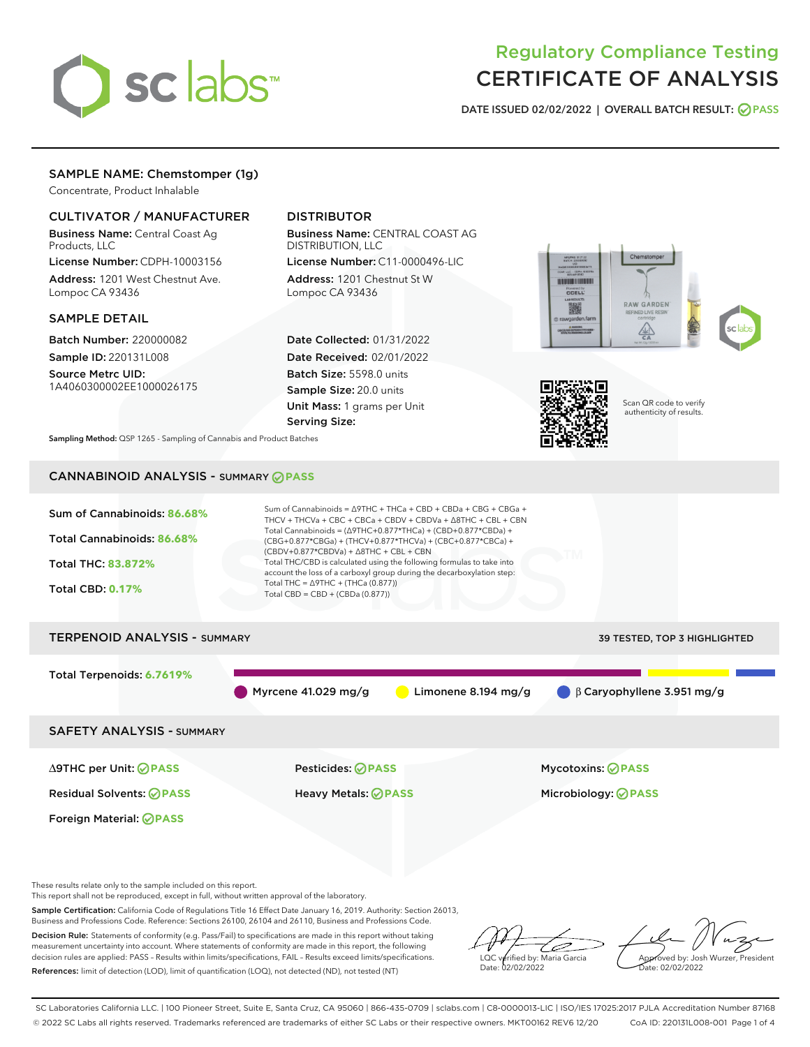# Regulatory Compliance Testing
# CERTIFICATE OF ANALYSIS

**DATE ISSUED 02/02/2022 | OVERALL BATCH RESULT: PASS**

## SAMPLE NAME: Chemstomper (1g)

Concentrate, Product Inhalable

### CULTIVATOR / MANUFACTURER

**Business Name:** Central Coast Ag Products, LLC

**License Number:** CDPH-10003156

**Address:** 1201 West Chestnut Ave. Lompoc CA 93436

### DISTRIBUTOR

**Business Name:** CENTRAL COAST AG DISTRIBUTION, LLC

**License Number:** C11-0000496-LIC

**Address:** 1201 Chestnut St W Lompoc CA 93436

### SAMPLE DETAIL

**Batch Number:** 220000082

**Sample ID:** 220131L008

**Source Metrc UID:** 1A4060300002EE1000026175

**Date Collected:** 01/31/2022

**Date Received:** 02/01/2022

**Batch Size:** 5598.0 units

**Sample Size:** 20.0 units

**Unit Mass:** 1 grams per Unit

**Serving Size:**

Scan QR code to verify authenticity of results.

**Sampling Method:** QSP 1265 - Sampling of Cannabis and Product Batches

## CANNABINOID ANALYSIS - SUMMARY PASS

Sum of Cannabinoids: **86.68%**

Total Cannabinoids: **86.68%**

Total THC: **83.872%**

Total CBD: **0.17%**

Sum of Cannabinoids = Δ9THC + THCa + CBD + CBDa + CBG + CBGa + THCV + THCVa + CBC + CBCa + CBDV + CBDVa + Δ8THC + CBL + CBN

Total Cannabinoids = (Δ9THC+0.877*THCa) + (CBD+0.877*CBDa) + (CBG+0.877*CBGa) + (THCV+0.877*THCVa) + (CBC+0.877*CBCa) + (CBDV+0.877*CBDVa) + Δ8THC + CBL + CBN

Total THC/CBD is calculated using the following formulas to take into account the loss of a carboxyl group during the decarboxylation step:

Total THC = Δ9THC + (THCa (0.877))

Total CBD = CBD + (CBDa (0.877))

## TERPENOID ANALYSIS - SUMMARY

39 TESTED, TOP 3 HIGHLIGHTED

Total Terpenoids: **6.7619%**

Myrcene 41.029 mg/g | Limonene 8.194 mg/g | β Caryophyllene 3.951 mg/g

## SAFETY ANALYSIS - SUMMARY

| | | |
|---|---|---|
| Δ9THC per Unit: PASS | Pesticides: PASS | Mycotoxins: PASS |
| Residual Solvents: PASS | Heavy Metals: PASS | Microbiology: PASS |
| Foreign Material: PASS | | |

These results relate only to the sample included on this report.
This report shall not be reproduced, except in full, without written approval of the laboratory.

**Sample Certification:** California Code of Regulations Title 16 Effect Date January 16, 2019. Authority: Section 26013, Business and Professions Code. Reference: Sections 26100, 26104 and 26110, Business and Professions Code.

**Decision Rule:** Statements of conformity (e.g. Pass/Fail) to specifications are made in this report without taking measurement uncertainty into account. Where statements of conformity are made in this report, the following decision rules are applied: PASS – Results within limits/specifications, FAIL – Results exceed limits/specifications.

**References:** limit of detection (LOD), limit of quantification (LOQ), not detected (ND), not tested (NT)

LQC verified by: Maria Garcia
Date: 02/02/2022

Approved by: Josh Wurzer, President
Date: 02/02/2022

SC Laboratories California LLC. | 100 Pioneer Street, Suite E, Santa Cruz, CA 95060 | 866-435-0709 | sclabs.com | C8-0000013-LIC | ISO/IES 17025:2017 PJLA Accreditation Number 87168
© 2022 SC Labs all rights reserved. Trademarks referenced are trademarks of either SC Labs or their respective owners. MKT00162 REV6 12/20 CoA ID: 220131L008-001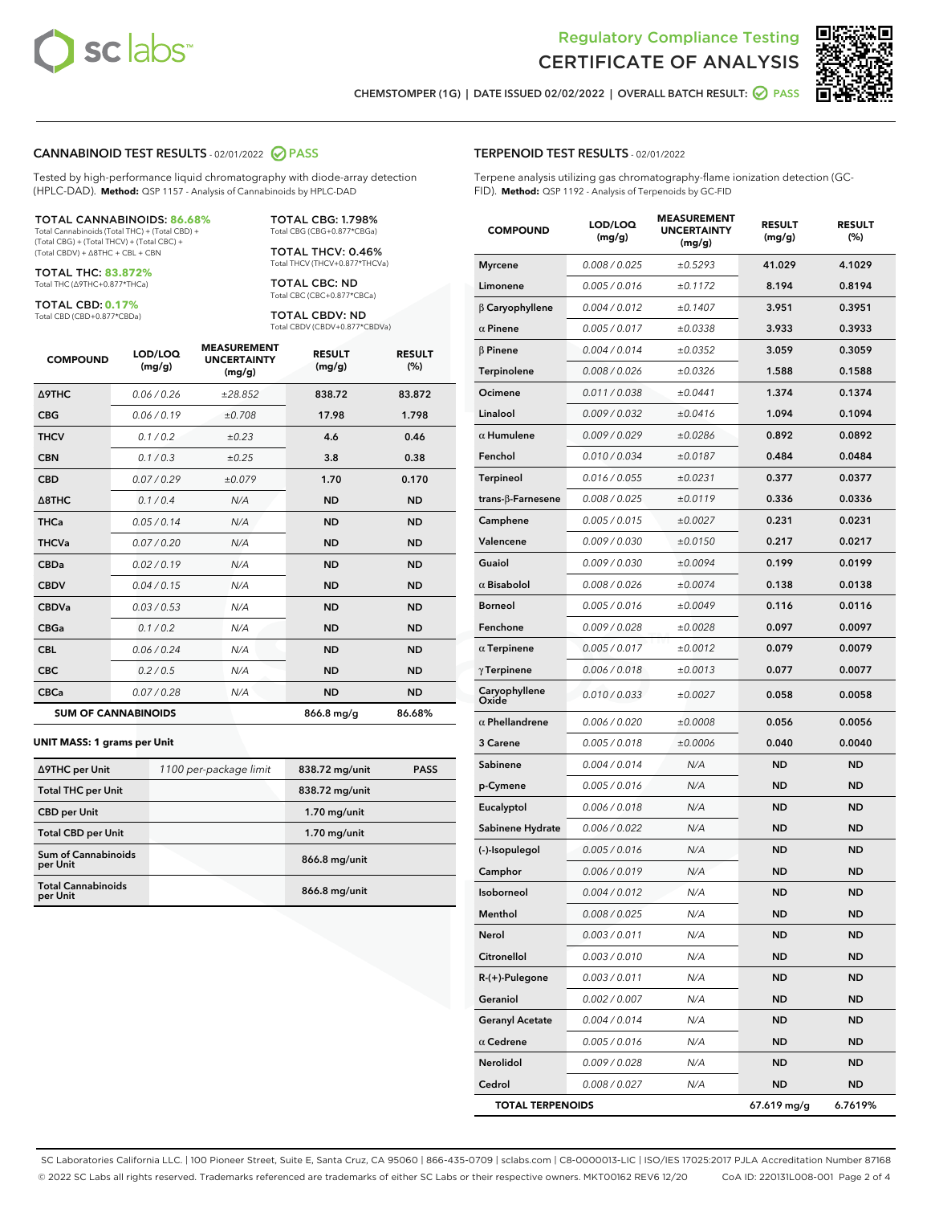Regulatory Compliance Testing
# CERTIFICATE OF ANALYSIS

CHEMSTOMPER (1G) | DATE ISSUED 02/02/2022 | OVERALL BATCH RESULT: PASS

## CANNABINOID TEST RESULTS - 02/01/2022 PASS

Tested by high-performance liquid chromatography with diode-array detection (HPLC-DAD). **Method:** QSP 1157 - Analysis of Cannabinoids by HPLC-DAD

**TOTAL CANNABINOIDS: 86.68%**
Total Cannabinoids (Total THC) + (Total CBD) + (Total CBG) + (Total THCV) + (Total CBC) + (Total CBDV) + Δ8THC + CBL + CBN

**TOTAL THC: 83.872%**
Total THC (Δ9THC+0.877*THCa)

**TOTAL CBD: 0.17%**
Total CBD (CBD+0.877*CBDa)

**TOTAL CBG: 1.798%**
Total CBG (CBG+0.877*CBGa)

**TOTAL THCV: 0.46%**
Total THCV (THCV+0.877*THCVa)

**TOTAL CBC: ND**
Total CBC (CBC+0.877*CBCa)

**TOTAL CBDV: ND**
Total CBDV (CBDV+0.877*CBDVa)

| COMPOUND | LOD/LOQ (mg/g) | MEASUREMENT UNCERTAINTY (mg/g) | RESULT (mg/g) | RESULT (%) |
|---|---|---|---|---|
| Δ9THC | 0.06 / 0.26 | ±28.852 | 838.72 | 83.872 |
| CBG | 0.06 / 0.19 | ±0.708 | 17.98 | 1.798 |
| THCV | 0.1 / 0.2 | ±0.23 | 4.6 | 0.46 |
| CBN | 0.1 / 0.3 | ±0.25 | 3.8 | 0.38 |
| CBD | 0.07 / 0.29 | ±0.079 | 1.70 | 0.170 |
| Δ8THC | 0.1 / 0.4 | N/A | ND | ND |
| THCa | 0.05 / 0.14 | N/A | ND | ND |
| THCVa | 0.07 / 0.20 | N/A | ND | ND |
| CBDa | 0.02 / 0.19 | N/A | ND | ND |
| CBDV | 0.04 / 0.15 | N/A | ND | ND |
| CBDVa | 0.03 / 0.53 | N/A | ND | ND |
| CBGa | 0.1 / 0.2 | N/A | ND | ND |
| CBL | 0.06 / 0.24 | N/A | ND | ND |
| CBC | 0.2 / 0.5 | N/A | ND | ND |
| CBCa | 0.07 / 0.28 | N/A | ND | ND |
| **SUM OF CANNABINOIDS** | | | 866.8 mg/g | 86.68% |

**UNIT MASS: 1 grams per Unit**

| | | | |
|---|---|---|---|
| Δ9THC per Unit | 1100 per-package limit | 838.72 mg/unit | PASS |
| Total THC per Unit | | 838.72 mg/unit | |
| CBD per Unit | | 1.70 mg/unit | |
| Total CBD per Unit | | 1.70 mg/unit | |
| Sum of Cannabinoids per Unit | | 866.8 mg/unit | |
| Total Cannabinoids per Unit | | 866.8 mg/unit | |

## TERPENOID TEST RESULTS - 02/01/2022

Terpene analysis utilizing gas chromatography-flame ionization detection (GC-FID). **Method:** QSP 1192 - Analysis of Terpenoids by GC-FID

| COMPOUND | LOD/LOQ (mg/g) | MEASUREMENT UNCERTAINTY (mg/g) | RESULT (mg/g) | RESULT (%) |
|---|---|---|---|---|
| Myrcene | 0.008 / 0.025 | ±0.5293 | 41.029 | 4.1029 |
| Limonene | 0.005 / 0.016 | ±0.1172 | 8.194 | 0.8194 |
| β Caryophyllene | 0.004 / 0.012 | ±0.1407 | 3.951 | 0.3951 |
| α Pinene | 0.005 / 0.017 | ±0.0338 | 3.933 | 0.3933 |
| β Pinene | 0.004 / 0.014 | ±0.0352 | 3.059 | 0.3059 |
| Terpinolene | 0.008 / 0.026 | ±0.0326 | 1.588 | 0.1588 |
| Ocimene | 0.011 / 0.038 | ±0.0441 | 1.374 | 0.1374 |
| Linalool | 0.009 / 0.032 | ±0.0416 | 1.094 | 0.1094 |
| α Humulene | 0.009 / 0.029 | ±0.0286 | 0.892 | 0.0892 |
| Fenchol | 0.010 / 0.034 | ±0.0187 | 0.484 | 0.0484 |
| Terpineol | 0.016 / 0.055 | ±0.0231 | 0.377 | 0.0377 |
| trans-β-Farnesene | 0.008 / 0.025 | ±0.0119 | 0.336 | 0.0336 |
| Camphene | 0.005 / 0.015 | ±0.0027 | 0.231 | 0.0231 |
| Valencene | 0.009 / 0.030 | ±0.0150 | 0.217 | 0.0217 |
| Guaiol | 0.009 / 0.030 | ±0.0094 | 0.199 | 0.0199 |
| α Bisabolol | 0.008 / 0.026 | ±0.0074 | 0.138 | 0.0138 |
| Borneol | 0.005 / 0.016 | ±0.0049 | 0.116 | 0.0116 |
| Fenchone | 0.009 / 0.028 | ±0.0028 | 0.097 | 0.0097 |
| α Terpinene | 0.005 / 0.017 | ±0.0012 | 0.079 | 0.0079 |
| γ Terpinene | 0.006 / 0.018 | ±0.0013 | 0.077 | 0.0077 |
| Caryophyllene Oxide | 0.010 / 0.033 | ±0.0027 | 0.058 | 0.0058 |
| α Phellandrene | 0.006 / 0.020 | ±0.0008 | 0.056 | 0.0056 |
| 3 Carene | 0.005 / 0.018 | ±0.0006 | 0.040 | 0.0040 |
| Sabinene | 0.004 / 0.014 | N/A | ND | ND |
| p-Cymene | 0.005 / 0.016 | N/A | ND | ND |
| Eucalyptol | 0.006 / 0.018 | N/A | ND | ND |
| Sabinene Hydrate | 0.006 / 0.022 | N/A | ND | ND |
| (-)-Isopulegol | 0.005 / 0.016 | N/A | ND | ND |
| Camphor | 0.006 / 0.019 | N/A | ND | ND |
| Isoborneol | 0.004 / 0.012 | N/A | ND | ND |
| Menthol | 0.008 / 0.025 | N/A | ND | ND |
| Nerol | 0.003 / 0.011 | N/A | ND | ND |
| Citronellol | 0.003 / 0.010 | N/A | ND | ND |
| R-(+)-Pulegone | 0.003 / 0.011 | N/A | ND | ND |
| Geraniol | 0.002 / 0.007 | N/A | ND | ND |
| Geranyl Acetate | 0.004 / 0.014 | N/A | ND | ND |
| α Cedrene | 0.005 / 0.016 | N/A | ND | ND |
| Nerolidol | 0.009 / 0.028 | N/A | ND | ND |
| Cedrol | 0.008 / 0.027 | N/A | ND | ND |
| **TOTAL TERPENOIDS** | | | 67.619 mg/g | 6.7619% |

SC Laboratories California LLC. | 100 Pioneer Street, Suite E, Santa Cruz, CA 95060 | 866-435-0709 | sclabs.com | C8-0000013-LIC | ISO/IES 17025:2017 PJLA Accreditation Number 87168
© 2022 SC Labs all rights reserved. Trademarks referenced are trademarks of either SC Labs or their respective owners. MKT00162 REV6 12/20 CoA ID: 220131L008-001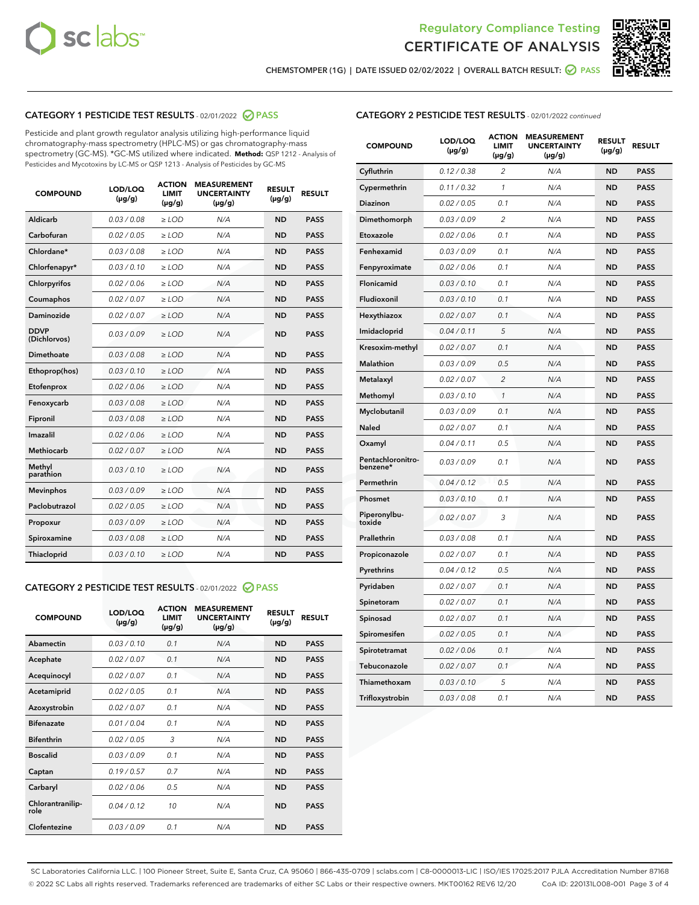Regulatory Compliance Testing
# CERTIFICATE OF ANALYSIS

CHEMSTOMPER (1G) | DATE ISSUED 02/02/2022 | OVERALL BATCH RESULT: PASS

## CATEGORY 1 PESTICIDE TEST RESULTS - 02/01/2022 PASS

Pesticide and plant growth regulator analysis utilizing high-performance liquid chromatography-mass spectrometry (HPLC-MS) or gas chromatography-mass spectrometry (GC-MS). *GC-MS utilized where indicated. **Method:** QSP 1212 - Analysis of Pesticides and Mycotoxins by LC-MS or QSP 1213 - Analysis of Pesticides by GC-MS

| COMPOUND | LOD/LOQ (µg/g) | ACTION LIMIT (µg/g) | MEASUREMENT UNCERTAINTY (µg/g) | RESULT (µg/g) | RESULT |
|---|---|---|---|---|---|
| Aldicarb | 0.03 / 0.08 | ≥ LOD | N/A | ND | PASS |
| Carbofuran | 0.02 / 0.05 | ≥ LOD | N/A | ND | PASS |
| Chlordane* | 0.03 / 0.08 | ≥ LOD | N/A | ND | PASS |
| Chlorfenapyr* | 0.03 / 0.10 | ≥ LOD | N/A | ND | PASS |
| Chlorpyrifos | 0.02 / 0.06 | ≥ LOD | N/A | ND | PASS |
| Coumaphos | 0.02 / 0.07 | ≥ LOD | N/A | ND | PASS |
| Daminozide | 0.02 / 0.07 | ≥ LOD | N/A | ND | PASS |
| DDVP (Dichlorvos) | 0.03 / 0.09 | ≥ LOD | N/A | ND | PASS |
| Dimethoate | 0.03 / 0.08 | ≥ LOD | N/A | ND | PASS |
| Ethoprop(hos) | 0.03 / 0.10 | ≥ LOD | N/A | ND | PASS |
| Etofenprox | 0.02 / 0.06 | ≥ LOD | N/A | ND | PASS |
| Fenoxycarb | 0.03 / 0.08 | ≥ LOD | N/A | ND | PASS |
| Fipronil | 0.03 / 0.08 | ≥ LOD | N/A | ND | PASS |
| Imazalil | 0.02 / 0.06 | ≥ LOD | N/A | ND | PASS |
| Methiocarb | 0.02 / 0.07 | ≥ LOD | N/A | ND | PASS |
| Methyl parathion | 0.03 / 0.10 | ≥ LOD | N/A | ND | PASS |
| Mevinphos | 0.03 / 0.09 | ≥ LOD | N/A | ND | PASS |
| Paclobutrazol | 0.02 / 0.05 | ≥ LOD | N/A | ND | PASS |
| Propoxur | 0.03 / 0.09 | ≥ LOD | N/A | ND | PASS |
| Spiroxamine | 0.03 / 0.08 | ≥ LOD | N/A | ND | PASS |
| Thiacloprid | 0.03 / 0.10 | ≥ LOD | N/A | ND | PASS |

## CATEGORY 2 PESTICIDE TEST RESULTS - 02/01/2022 PASS

| COMPOUND | LOD/LOQ (µg/g) | ACTION LIMIT (µg/g) | MEASUREMENT UNCERTAINTY (µg/g) | RESULT (µg/g) | RESULT |
|---|---|---|---|---|---|
| Abamectin | 0.03 / 0.10 | 0.1 | N/A | ND | PASS |
| Acephate | 0.02 / 0.07 | 0.1 | N/A | ND | PASS |
| Acequinocyl | 0.02 / 0.07 | 0.1 | N/A | ND | PASS |
| Acetamiprid | 0.02 / 0.05 | 0.1 | N/A | ND | PASS |
| Azoxystrobin | 0.02 / 0.07 | 0.1 | N/A | ND | PASS |
| Bifenazate | 0.01 / 0.04 | 0.1 | N/A | ND | PASS |
| Bifenthrin | 0.02 / 0.05 | 3 | N/A | ND | PASS |
| Boscalid | 0.03 / 0.09 | 0.1 | N/A | ND | PASS |
| Captan | 0.19 / 0.57 | 0.7 | N/A | ND | PASS |
| Carbaryl | 0.02 / 0.06 | 0.5 | N/A | ND | PASS |
| Chlorantraniliprole | 0.04 / 0.12 | 10 | N/A | ND | PASS |
| Clofentezine | 0.03 / 0.09 | 0.1 | N/A | ND | PASS |
| Cyfluthrin | 0.12 / 0.38 | 2 | N/A | ND | PASS |
| Cypermethrin | 0.11 / 0.32 | 1 | N/A | ND | PASS |
| Diazinon | 0.02 / 0.05 | 0.1 | N/A | ND | PASS |
| Dimethomorph | 0.03 / 0.09 | 2 | N/A | ND | PASS |
| Etoxazole | 0.02 / 0.06 | 0.1 | N/A | ND | PASS |
| Fenhexamid | 0.03 / 0.09 | 0.1 | N/A | ND | PASS |
| Fenpyroximate | 0.02 / 0.06 | 0.1 | N/A | ND | PASS |
| Flonicamid | 0.03 / 0.10 | 0.1 | N/A | ND | PASS |
| Fludioxonil | 0.03 / 0.10 | 0.1 | N/A | ND | PASS |
| Hexythiazox | 0.02 / 0.07 | 0.1 | N/A | ND | PASS |
| Imidacloprid | 0.04 / 0.11 | 5 | N/A | ND | PASS |
| Kresoxim-methyl | 0.02 / 0.07 | 0.1 | N/A | ND | PASS |
| Malathion | 0.03 / 0.09 | 0.5 | N/A | ND | PASS |
| Metalaxyl | 0.02 / 0.07 | 2 | N/A | ND | PASS |
| Methomyl | 0.03 / 0.10 | 1 | N/A | ND | PASS |
| Myclobutanil | 0.03 / 0.09 | 0.1 | N/A | ND | PASS |
| Naled | 0.02 / 0.07 | 0.1 | N/A | ND | PASS |
| Oxamyl | 0.04 / 0.11 | 0.5 | N/A | ND | PASS |
| Pentachloronitrobenzene* | 0.03 / 0.09 | 0.1 | N/A | ND | PASS |
| Permethrin | 0.04 / 0.12 | 0.5 | N/A | ND | PASS |
| Phosmet | 0.03 / 0.10 | 0.1 | N/A | ND | PASS |
| Piperonylbutoxide | 0.02 / 0.07 | 3 | N/A | ND | PASS |
| Prallethrin | 0.03 / 0.08 | 0.1 | N/A | ND | PASS |
| Propiconazole | 0.02 / 0.07 | 0.1 | N/A | ND | PASS |
| Pyrethrins | 0.04 / 0.12 | 0.5 | N/A | ND | PASS |
| Pyridaben | 0.02 / 0.07 | 0.1 | N/A | ND | PASS |
| Spinetoram | 0.02 / 0.07 | 0.1 | N/A | ND | PASS |
| Spinosad | 0.02 / 0.07 | 0.1 | N/A | ND | PASS |
| Spiromesifen | 0.02 / 0.05 | 0.1 | N/A | ND | PASS |
| Spirotetramat | 0.02 / 0.06 | 0.1 | N/A | ND | PASS |
| Tebuconazole | 0.02 / 0.07 | 0.1 | N/A | ND | PASS |
| Thiamethoxam | 0.03 / 0.10 | 5 | N/A | ND | PASS |
| Trifloxystrobin | 0.03 / 0.08 | 0.1 | N/A | ND | PASS |

SC Laboratories California LLC. | 100 Pioneer Street, Suite E, Santa Cruz, CA 95060 | 866-435-0709 | sclabs.com | C8-0000013-LIC | ISO/IES 17025:2017 PJLA Accreditation Number 87168
© 2022 SC Labs all rights reserved. Trademarks referenced are trademarks of either SC Labs or their respective owners. MKT00162 REV6 12/20 CoA ID: 220131L008-001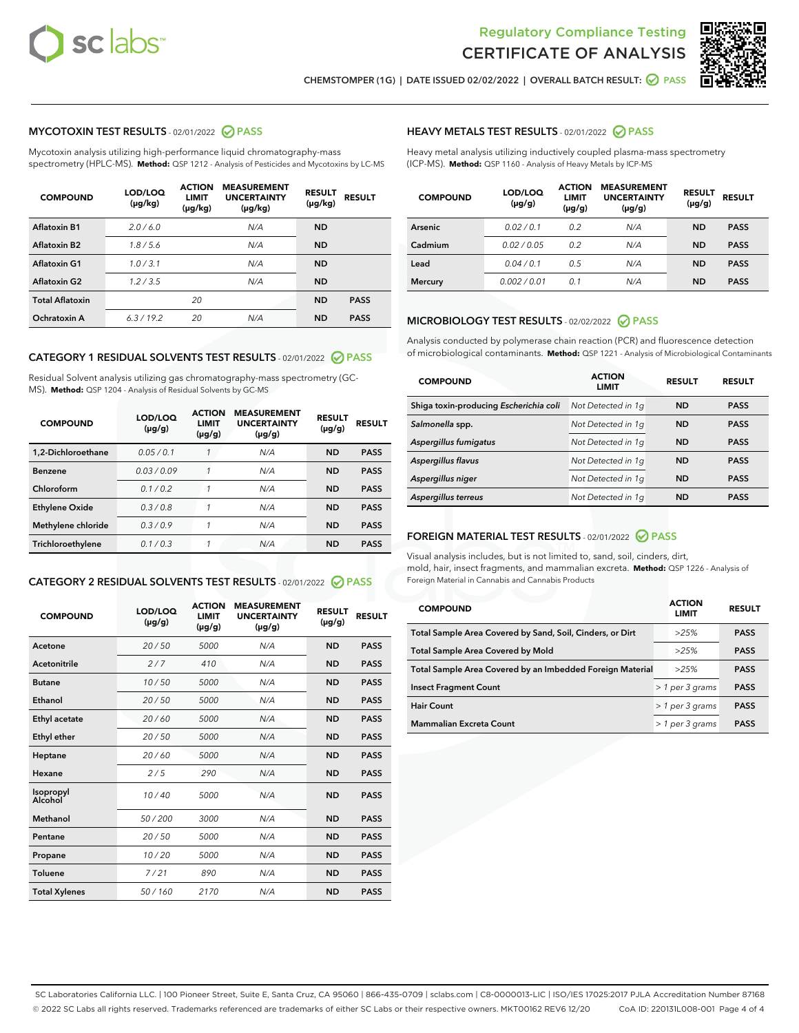Regulatory Compliance Testing

# CERTIFICATE OF ANALYSIS

CHEMSTOMPER (1G) | DATE ISSUED 02/02/2022 | OVERALL BATCH RESULT: PASS

## MYCOTOXIN TEST RESULTS - 02/01/2022 PASS

Mycotoxin analysis utilizing high-performance liquid chromatography-mass spectrometry (HPLC-MS). **Method:** QSP 1212 - Analysis of Pesticides and Mycotoxins by LC-MS

| COMPOUND | LOD/LOQ (µg/kg) | ACTION LIMIT (µg/kg) | MEASUREMENT UNCERTAINTY (µg/kg) | RESULT (µg/kg) | RESULT |
|---|---|---|---|---|---|
| Aflatoxin B1 | 2.0 / 6.0 | | N/A | ND | |
| Aflatoxin B2 | 1.8 / 5.6 | | N/A | ND | |
| Aflatoxin G1 | 1.0 / 3.1 | | N/A | ND | |
| Aflatoxin G2 | 1.2 / 3.5 | | N/A | ND | |
| Total Aflatoxin | | 20 | | ND | PASS |
| Ochratoxin A | 6.3 / 19.2 | 20 | N/A | ND | PASS |

## CATEGORY 1 RESIDUAL SOLVENTS TEST RESULTS - 02/01/2022 PASS

Residual Solvent analysis utilizing gas chromatography-mass spectrometry (GC-MS). **Method:** QSP 1204 - Analysis of Residual Solvents by GC-MS

| COMPOUND | LOD/LOQ (µg/g) | ACTION LIMIT (µg/g) | MEASUREMENT UNCERTAINTY (µg/g) | RESULT (µg/g) | RESULT |
|---|---|---|---|---|---|
| 1,2-Dichloroethane | 0.05 / 0.1 | 1 | N/A | ND | PASS |
| Benzene | 0.03 / 0.09 | 1 | N/A | ND | PASS |
| Chloroform | 0.1 / 0.2 | 1 | N/A | ND | PASS |
| Ethylene Oxide | 0.3 / 0.8 | 1 | N/A | ND | PASS |
| Methylene chloride | 0.3 / 0.9 | 1 | N/A | ND | PASS |
| Trichloroethylene | 0.1 / 0.3 | 1 | N/A | ND | PASS |

## CATEGORY 2 RESIDUAL SOLVENTS TEST RESULTS - 02/01/2022 PASS

| COMPOUND | LOD/LOQ (µg/g) | ACTION LIMIT (µg/g) | MEASUREMENT UNCERTAINTY (µg/g) | RESULT (µg/g) | RESULT |
|---|---|---|---|---|---|
| Acetone | 20 / 50 | 5000 | N/A | ND | PASS |
| Acetonitrile | 2 / 7 | 410 | N/A | ND | PASS |
| Butane | 10 / 50 | 5000 | N/A | ND | PASS |
| Ethanol | 20 / 50 | 5000 | N/A | ND | PASS |
| Ethyl acetate | 20 / 60 | 5000 | N/A | ND | PASS |
| Ethyl ether | 20 / 50 | 5000 | N/A | ND | PASS |
| Heptane | 20 / 60 | 5000 | N/A | ND | PASS |
| Hexane | 2 / 5 | 290 | N/A | ND | PASS |
| Isopropyl Alcohol | 10 / 40 | 5000 | N/A | ND | PASS |
| Methanol | 50 / 200 | 3000 | N/A | ND | PASS |
| Pentane | 20 / 50 | 5000 | N/A | ND | PASS |
| Propane | 10 / 20 | 5000 | N/A | ND | PASS |
| Toluene | 7 / 21 | 890 | N/A | ND | PASS |
| Total Xylenes | 50 / 160 | 2170 | N/A | ND | PASS |

## HEAVY METALS TEST RESULTS - 02/01/2022 PASS

Heavy metal analysis utilizing inductively coupled plasma-mass spectrometry (ICP-MS). **Method:** QSP 1160 - Analysis of Heavy Metals by ICP-MS

| COMPOUND | LOD/LOQ (µg/g) | ACTION LIMIT (µg/g) | MEASUREMENT UNCERTAINTY (µg/g) | RESULT (µg/g) | RESULT |
|---|---|---|---|---|---|
| Arsenic | 0.02 / 0.1 | 0.2 | N/A | ND | PASS |
| Cadmium | 0.02 / 0.05 | 0.2 | N/A | ND | PASS |
| Lead | 0.04 / 0.1 | 0.5 | N/A | ND | PASS |
| Mercury | 0.002 / 0.01 | 0.1 | N/A | ND | PASS |

## MICROBIOLOGY TEST RESULTS - 02/02/2022 PASS

Analysis conducted by polymerase chain reaction (PCR) and fluorescence detection of microbiological contaminants. **Method:** QSP 1221 - Analysis of Microbiological Contaminants

| COMPOUND | ACTION LIMIT | RESULT | RESULT |
|---|---|---|---|
| Shiga toxin-producing *Escherichia coli* | Not Detected in 1g | ND | PASS |
| *Salmonella* spp. | Not Detected in 1g | ND | PASS |
| *Aspergillus fumigatus* | Not Detected in 1g | ND | PASS |
| *Aspergillus flavus* | Not Detected in 1g | ND | PASS |
| *Aspergillus niger* | Not Detected in 1g | ND | PASS |
| *Aspergillus terreus* | Not Detected in 1g | ND | PASS |

## FOREIGN MATERIAL TEST RESULTS - 02/01/2022 PASS

Visual analysis includes, but is not limited to, sand, soil, cinders, dirt, mold, hair, insect fragments, and mammalian excreta. **Method:** QSP 1226 - Analysis of Foreign Material in Cannabis and Cannabis Products

| COMPOUND | ACTION LIMIT | RESULT |
|---|---|---|
| Total Sample Area Covered by Sand, Soil, Cinders, or Dirt | >25% | PASS |
| Total Sample Area Covered by Mold | >25% | PASS |
| Total Sample Area Covered by an Imbedded Foreign Material | >25% | PASS |
| Insect Fragment Count | > 1 per 3 grams | PASS |
| Hair Count | > 1 per 3 grams | PASS |
| Mammalian Excreta Count | > 1 per 3 grams | PASS |

SC Laboratories California LLC. | 100 Pioneer Street, Suite E, Santa Cruz, CA 95060 | 866-435-0709 | sclabs.com | C8-0000013-LIC | ISO/IES 17025:2017 PJLA Accreditation Number 87168
© 2022 SC Labs all rights reserved. Trademarks referenced are trademarks of either SC Labs or their respective owners. MKT00162 REV6 12/20 CoA ID: 220131L008-001